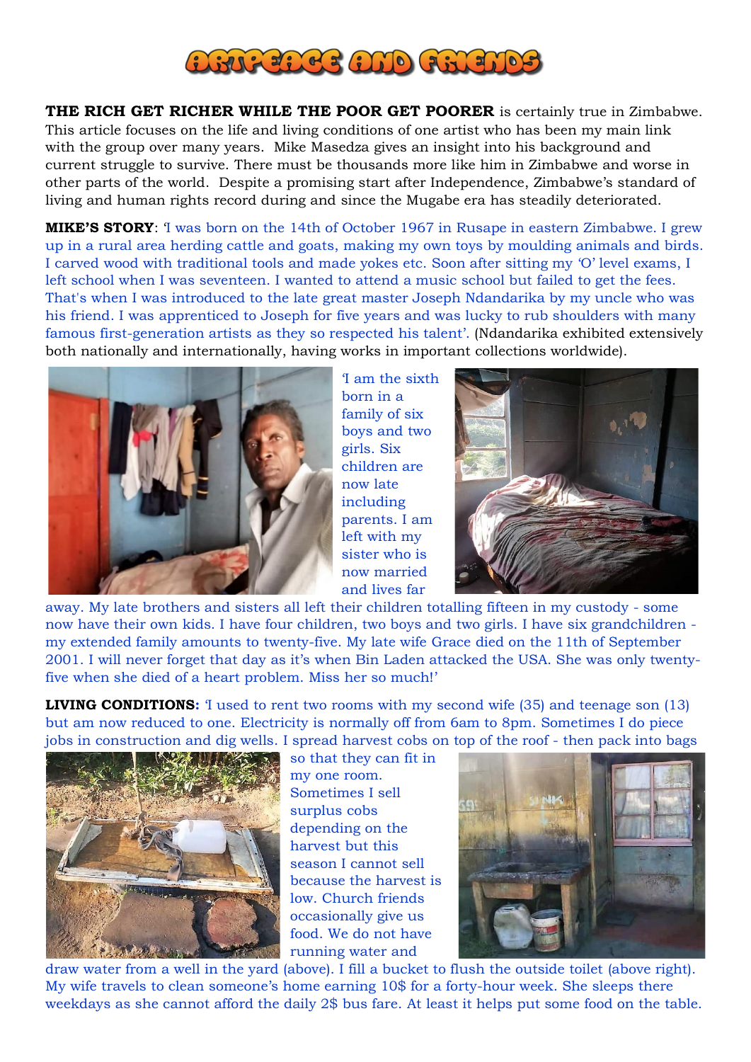# ARTPEACE AND FRIENDS

**THE RICH GET RICHER WHILE THE POOR GET POORER** is certainly true in Zimbabwe. This article focuses on the life and living conditions of one artist who has been my main link with the group over many years. Mike Masedza gives an insight into his background and current struggle to survive. There must be thousands more like him in Zimbabwe and worse in other parts of the world. Despite a promising start after Independence, Zimbabwe's standard of living and human rights record during and since the Mugabe era has steadily deteriorated.

**MIKE'S STORY**: 'I was born on the 14th of October 1967 in Rusape in eastern Zimbabwe. I grew up in a rural area herding cattle and goats, making my own toys by moulding animals and birds. I carved wood with traditional tools and made yokes etc. Soon after sitting my 'O' level exams, I left school when I was seventeen. I wanted to attend a music school but failed to get the fees. That's when I was introduced to the late great master Joseph Ndandarika by my uncle who was his friend. I was apprenticed to Joseph for five years and was lucky to rub shoulders with many famous first-generation artists as they so respected his talent'. (Ndandarika exhibited extensively both nationally and internationally, having works in important collections worldwide).

'I am the sixth born in a family of six boys and two girls. Six children are now late including parents. I am left with my sister who is now married and lives far away. My late brothers and sisters all left their children totalling fifteen in my custody - some now have their own kids. I have four children, two boys and two girls. I have six grandchildren - my extended family amounts to twenty-five. My late wife Grace died on the 11th of September 2001. I will never forget that day as it's when Bin Laden attacked the USA. She was only twenty-five when she died of a heart problem. Miss her so much!'

**LIVING CONDITIONS:** 'I used to rent two rooms with my second wife (35) and teenage son (13) but am now reduced to one. Electricity is normally off from 6am to 8pm. Sometimes I do piece jobs in construction and dig wells. I spread harvest cobs on top of the roof - then pack into bags so that they can fit in my one room. Sometimes I sell surplus cobs depending on the harvest but this season I cannot sell because the harvest is low. Church friends occasionally give us food. We do not have running water and draw water from a well in the yard (above). I fill a bucket to flush the outside toilet (above right). My wife travels to clean someone's home earning 10$ for a forty-hour week. She sleeps there weekdays as she cannot afford the daily 2$ bus fare. At least it helps put some food on the table.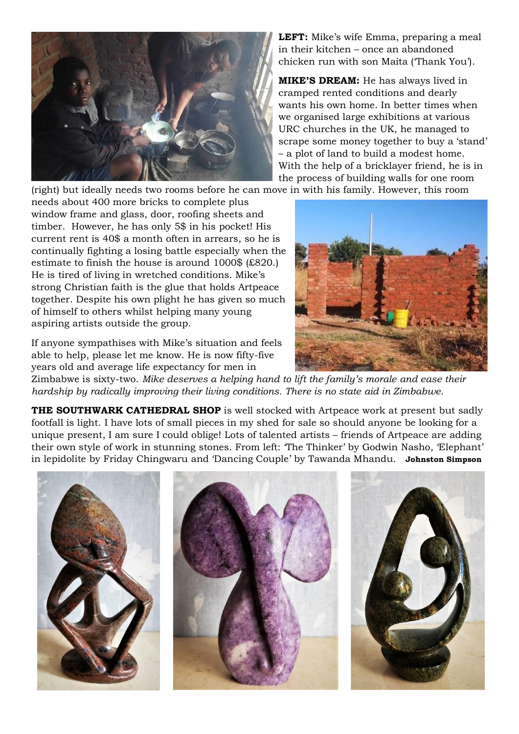**LEFT:** Mike's wife Emma, preparing a meal in their kitchen – once an abandoned chicken run with son Maita ('Thank You').

**MIKE'S DREAM:** He has always lived in cramped rented conditions and dearly wants his own home. In better times when we organised large exhibitions at various URC churches in the UK, he managed to scrape some money together to buy a 'stand' – a plot of land to build a modest home. With the help of a bricklayer friend, he is in the process of building walls for one room (right) but ideally needs two rooms before he can move in with his family. However, this room needs about 400 more bricks to complete plus window frame and glass, door, roofing sheets and timber. However, he has only 5$ in his pocket! His current rent is 40$ a month often in arrears, so he is continually fighting a losing battle especially when the estimate to finish the house is around 1000$ (£820.) He is tired of living in wretched conditions. Mike's strong Christian faith is the glue that holds Artpeace together. Despite his own plight he has given so much of himself to others whilst helping many young aspiring artists outside the group.

If anyone sympathises with Mike's situation and feels able to help, please let me know. He is now fifty-five years old and average life expectancy for men in Zimbabwe is sixty-two. *Mike deserves a helping hand to lift the family's morale and ease their hardship by radically improving their living conditions. There is no state aid in Zimbabwe.*

**THE SOUTHWARK CATHEDRAL SHOP** is well stocked with Artpeace work at present but sadly footfall is light. I have lots of small pieces in my shed for sale so should anyone be looking for a unique present, I am sure I could oblige! Lots of talented artists – friends of Artpeace are adding their own style of work in stunning stones. From left: 'The Thinker' by Godwin Nasho, 'Elephant' in lepidolite by Friday Chingwaru and 'Dancing Couple' by Tawanda Mhandu. **Johnston Simpson**